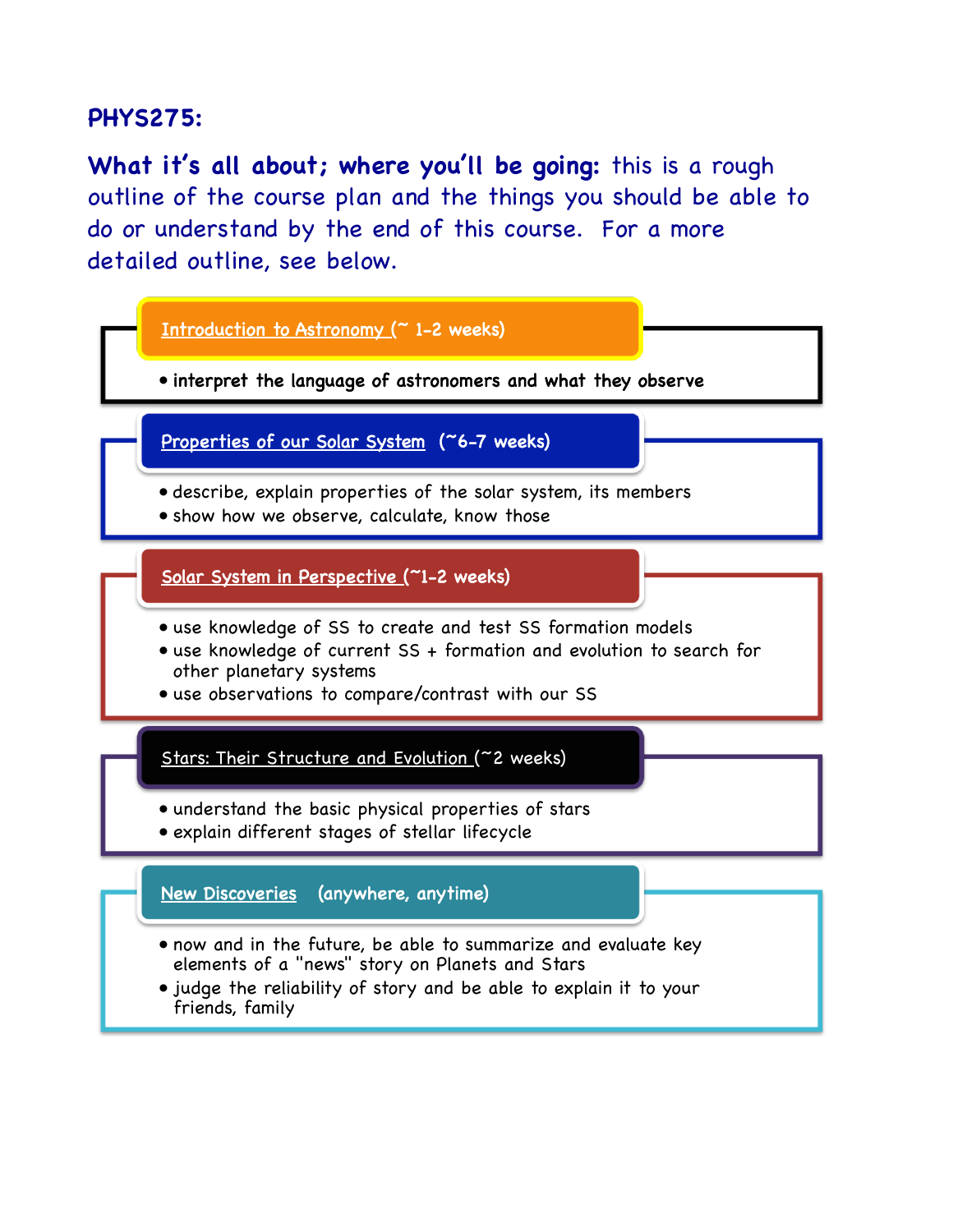# PHYS275:

**What it's all about; where you'll be going:** this is a rough outline of the course plan and the things you should be able to do or understand by the end of this course. For a more detailed outline, see below.

## Introduction to Astronomy (~ 1-2 weeks)

- interpret the language of astronomers and what they observe

## Properties of our Solar System (~6-7 weeks)

- describe, explain properties of the solar system, its members
- show how we observe, calculate, know those

## Solar System in Perspective (~1-2 weeks)

- use knowledge of SS to create and test SS formation models
- use knowledge of current SS + formation and evolution to search for other planetary systems
- use observations to compare/contrast with our SS

## Stars: Their Structure and Evolution (~2 weeks)

- understand the basic physical properties of stars
- explain different stages of stellar lifecycle

## New Discoveries (anywhere, anytime)

- now and in the future, be able to summarize and evaluate key elements of a "news" story on Planets and Stars
- judge the reliability of story and be able to explain it to your friends, family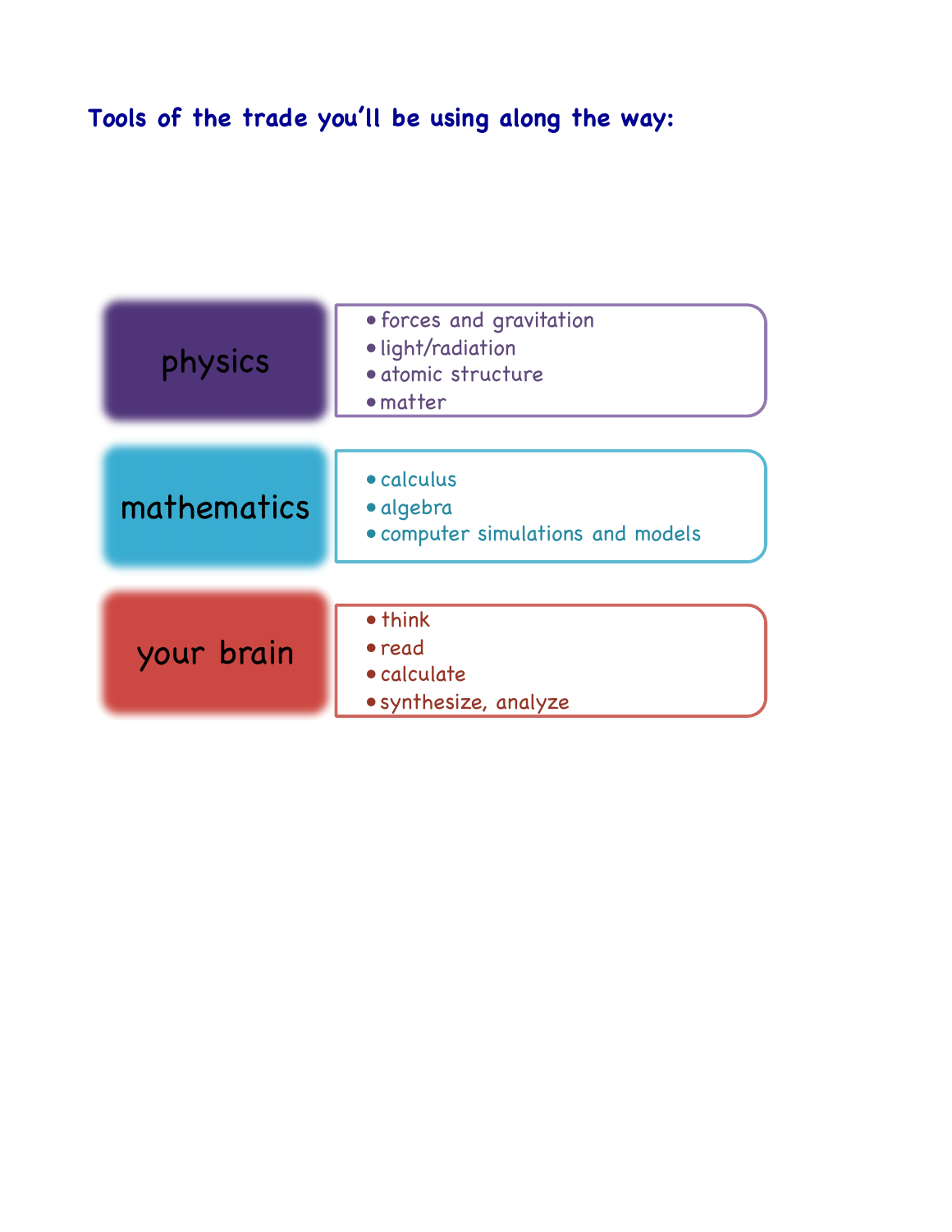## Tools of the trade you'll be using along the way:

**physics**

- forces and gravitation
- light/radiation
- atomic structure
- matter

**mathematics**

- calculus
- algebra
- computer simulations and models

**your brain**

- think
- read
- calculate
- synthesize, analyze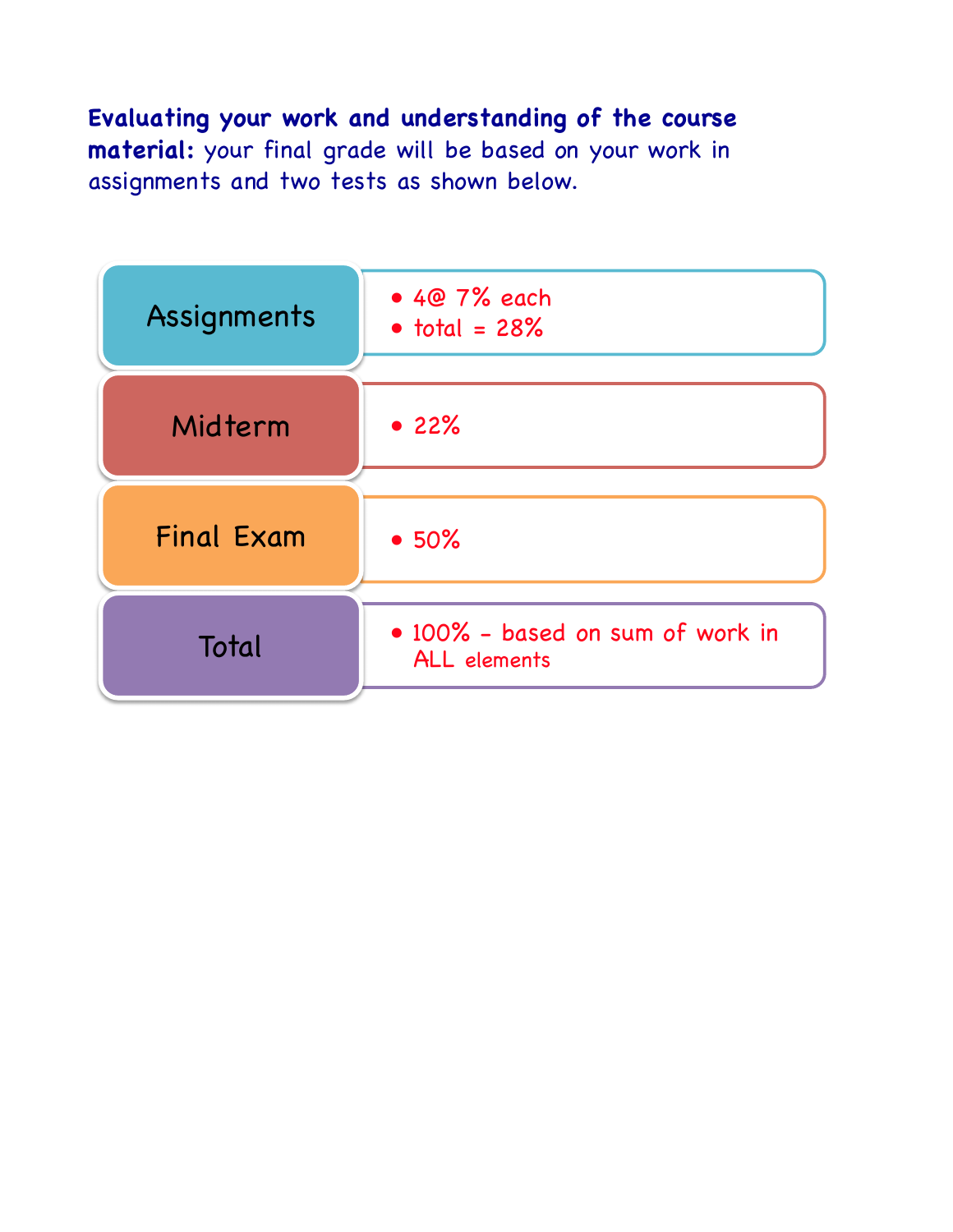**Evaluating your work and understanding of the course material:** your final grade will be based on your work in assignments and two tests as shown below.

| Component | Weight |
|---|---|
| Assignments | • 4@ 7% each<br>• total = 28% |
| Midterm | • 22% |
| Final Exam | • 50% |
| Total | • 100% - based on sum of work in ALL elements |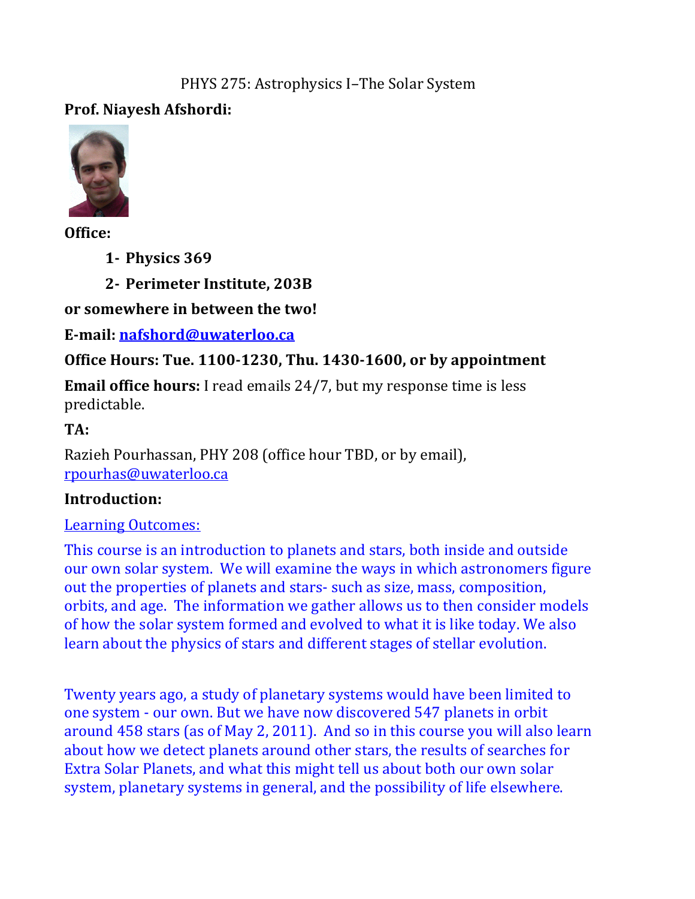PHYS 275: Astrophysics I–The Solar System

**Prof. Niayesh Afshordi:**

**Office:**

1. **Physics 369**
2. **Perimeter Institute, 203B**

**or somewhere in between the two!**

**E-mail: nafshord@uwaterloo.ca**

**Office Hours: Tue. 1100-1230, Thu. 1430-1600, or by appointment**

**Email office hours:** I read emails 24/7, but my response time is less predictable.

**TA:**

Razieh Pourhassan, PHY 208 (office hour TBD, or by email), rpourhas@uwaterloo.ca

**Introduction:**

Learning Outcomes:

This course is an introduction to planets and stars, both inside and outside our own solar system. We will examine the ways in which astronomers figure out the properties of planets and stars- such as size, mass, composition, orbits, and age. The information we gather allows us to then consider models of how the solar system formed and evolved to what it is like today. We also learn about the physics of stars and different stages of stellar evolution.

Twenty years ago, a study of planetary systems would have been limited to one system - our own. But we have now discovered 547 planets in orbit around 458 stars (as of May 2, 2011). And so in this course you will also learn about how we detect planets around other stars, the results of searches for Extra Solar Planets, and what this might tell us about both our own solar system, planetary systems in general, and the possibility of life elsewhere.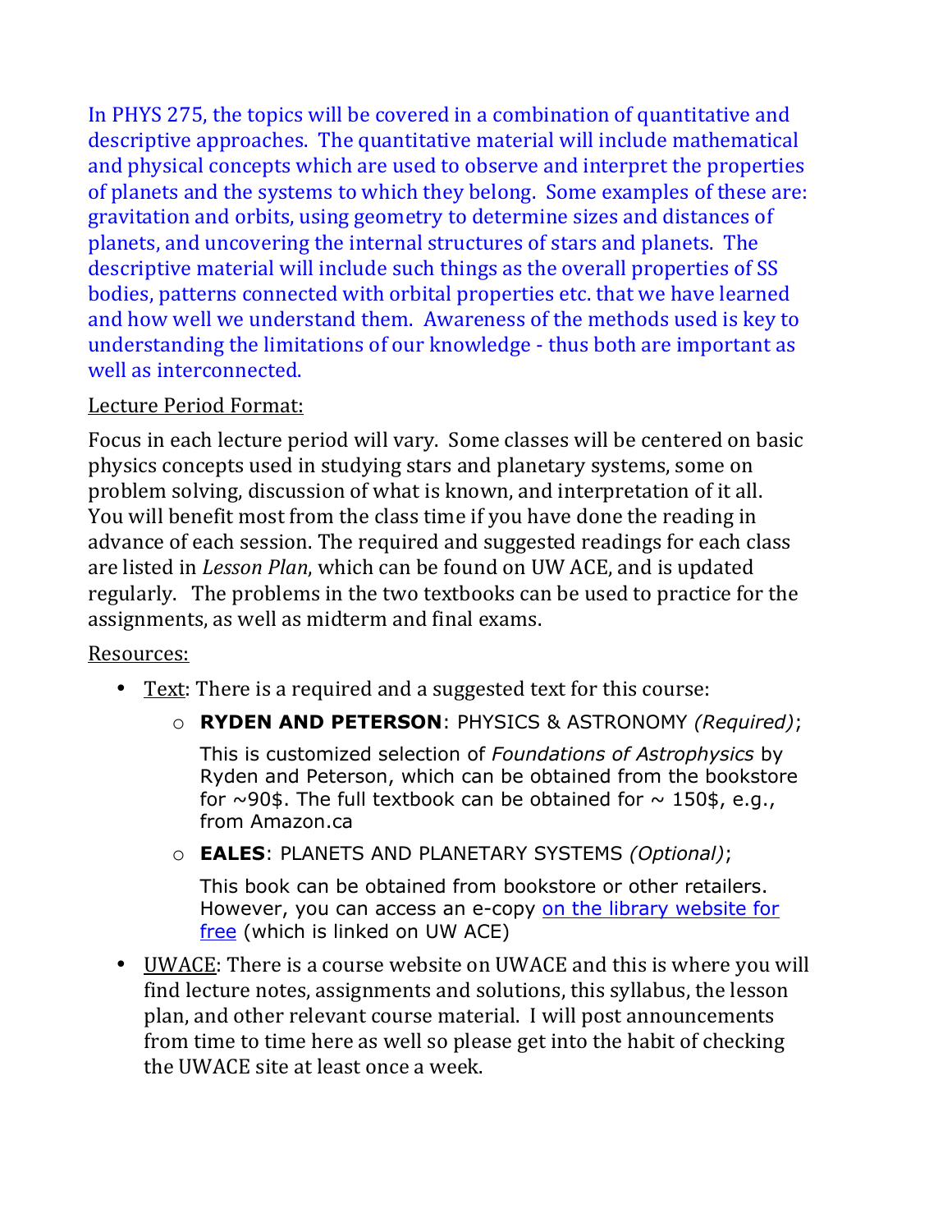In PHYS 275, the topics will be covered in a combination of quantitative and descriptive approaches. The quantitative material will include mathematical and physical concepts which are used to observe and interpret the properties of planets and the systems to which they belong. Some examples of these are: gravitation and orbits, using geometry to determine sizes and distances of planets, and uncovering the internal structures of stars and planets. The descriptive material will include such things as the overall properties of SS bodies, patterns connected with orbital properties etc. that we have learned and how well we understand them. Awareness of the methods used is key to understanding the limitations of our knowledge - thus both are important as well as interconnected.

Lecture Period Format:

Focus in each lecture period will vary. Some classes will be centered on basic physics concepts used in studying stars and planetary systems, some on problem solving, discussion of what is known, and interpretation of it all. You will benefit most from the class time if you have done the reading in advance of each session. The required and suggested readings for each class are listed in *Lesson Plan*, which can be found on UW ACE, and is updated regularly. The problems in the two textbooks can be used to practice for the assignments, as well as midterm and final exams.

Resources:

- Text: There is a required and a suggested text for this course:
  - **RYDEN AND PETERSON**: PHYSICS & ASTRONOMY *(Required)*;

    This is customized selection of *Foundations of Astrophysics* by Ryden and Peterson, which can be obtained from the bookstore for ~90$. The full textbook can be obtained for ~ 150$, e.g., from Amazon.ca
  - **EALES**: PLANETS AND PLANETARY SYSTEMS *(Optional)*;

    This book can be obtained from bookstore or other retailers. However, you can access an e-copy on the library website for free (which is linked on UW ACE)
- UWACE: There is a course website on UWACE and this is where you will find lecture notes, assignments and solutions, this syllabus, the lesson plan, and other relevant course material. I will post announcements from time to time here as well so please get into the habit of checking the UWACE site at least once a week.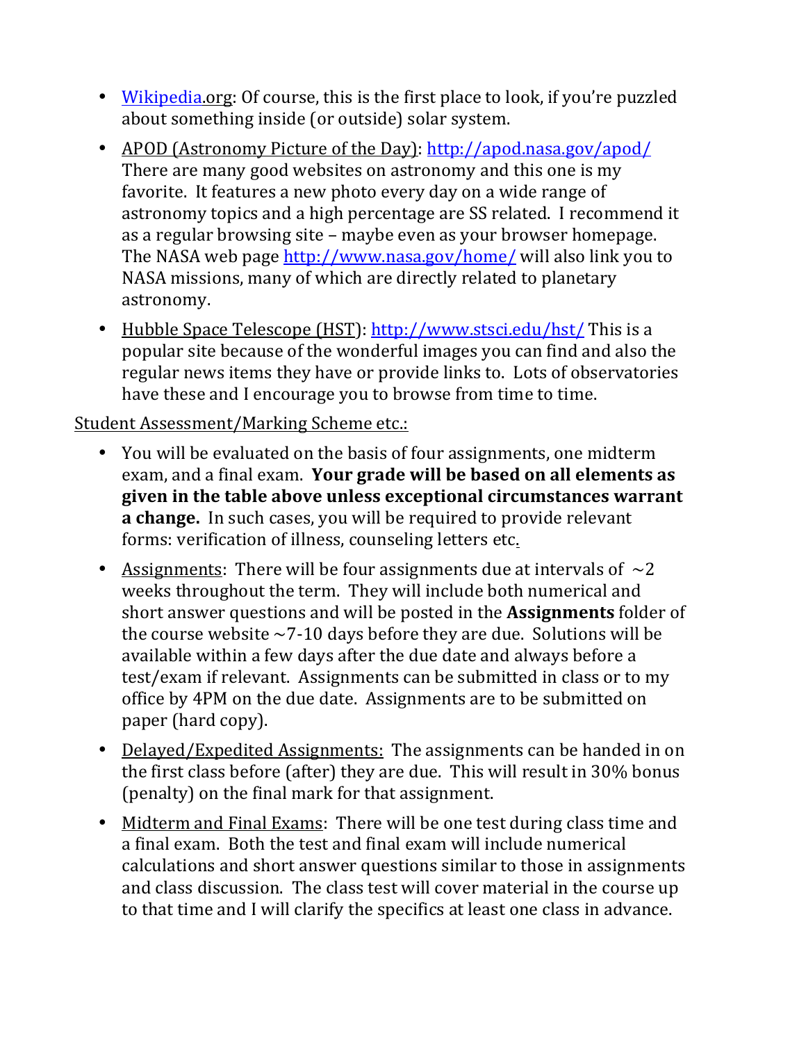- [Wikipedia](Wikipedia).org: Of course, this is the first place to look, if you're puzzled about something inside (or outside) solar system.
- APOD (Astronomy Picture of the Day): http://apod.nasa.gov/apod/ There are many good websites on astronomy and this one is my favorite. It features a new photo every day on a wide range of astronomy topics and a high percentage are SS related. I recommend it as a regular browsing site – maybe even as your browser homepage. The NASA web page http://www.nasa.gov/home/ will also link you to NASA missions, many of which are directly related to planetary astronomy.
- Hubble Space Telescope (HST): http://www.stsci.edu/hst/ This is a popular site because of the wonderful images you can find and also the regular news items they have or provide links to. Lots of observatories have these and I encourage you to browse from time to time.

Student Assessment/Marking Scheme etc.:

- You will be evaluated on the basis of four assignments, one midterm exam, and a final exam. **Your grade will be based on all elements as given in the table above unless exceptional circumstances warrant a change.** In such cases, you will be required to provide relevant forms: verification of illness, counseling letters etc.
- Assignments: There will be four assignments due at intervals of ~2 weeks throughout the term. They will include both numerical and short answer questions and will be posted in the **Assignments** folder of the course website ~7-10 days before they are due. Solutions will be available within a few days after the due date and always before a test/exam if relevant. Assignments can be submitted in class or to my office by 4PM on the due date. Assignments are to be submitted on paper (hard copy).
- Delayed/Expedited Assignments: The assignments can be handed in on the first class before (after) they are due. This will result in 30% bonus (penalty) on the final mark for that assignment.
- Midterm and Final Exams: There will be one test during class time and a final exam. Both the test and final exam will include numerical calculations and short answer questions similar to those in assignments and class discussion. The class test will cover material in the course up to that time and I will clarify the specifics at least one class in advance.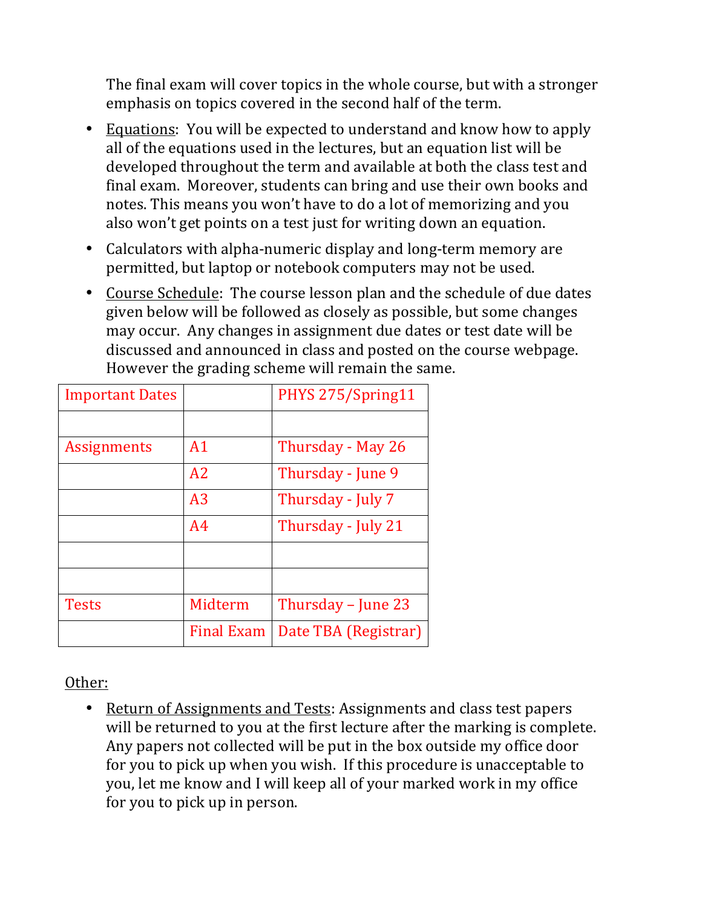The final exam will cover topics in the whole course, but with a stronger emphasis on topics covered in the second half of the term.

- Equations: You will be expected to understand and know how to apply all of the equations used in the lectures, but an equation list will be developed throughout the term and available at both the class test and final exam. Moreover, students can bring and use their own books and notes. This means you won't have to do a lot of memorizing and you also won't get points on a test just for writing down an equation.
- Calculators with alpha-numeric display and long-term memory are permitted, but laptop or notebook computers may not be used.
- Course Schedule: The course lesson plan and the schedule of due dates given below will be followed as closely as possible, but some changes may occur. Any changes in assignment due dates or test date will be discussed and announced in class and posted on the course webpage. However the grading scheme will remain the same.

| Important Dates | | PHYS 275/Spring11 |
|---|---|---|
| | | |
| Assignments | A1 | Thursday - May 26 |
| | A2 | Thursday - June 9 |
| | A3 | Thursday - July 7 |
| | A4 | Thursday - July 21 |
| | | |
| | | |
| Tests | Midterm | Thursday – June 23 |
| | Final Exam | Date TBA (Registrar) |

Other:

- Return of Assignments and Tests: Assignments and class test papers will be returned to you at the first lecture after the marking is complete. Any papers not collected will be put in the box outside my office door for you to pick up when you wish. If this procedure is unacceptable to you, let me know and I will keep all of your marked work in my office for you to pick up in person.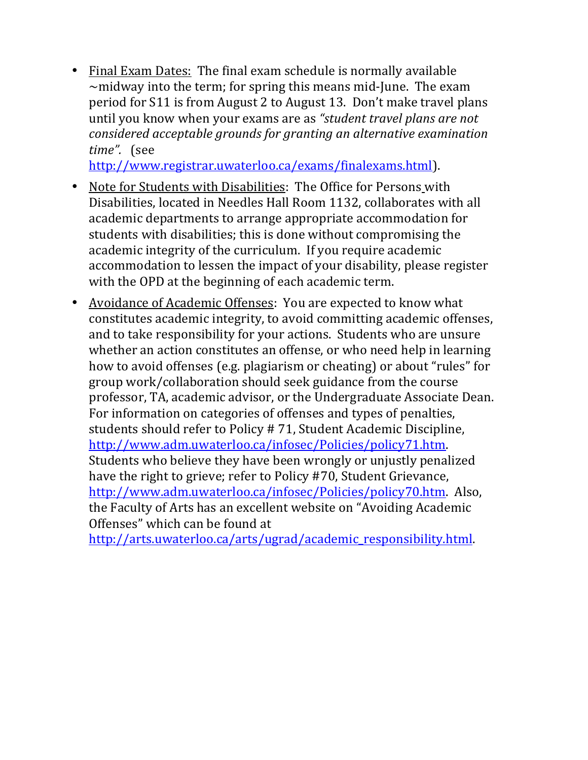- Final Exam Dates: The final exam schedule is normally available ~midway into the term; for spring this means mid-June. The exam period for S11 is from August 2 to August 13. Don't make travel plans until you know when your exams are as *"student travel plans are not considered acceptable grounds for granting an alternative examination time".* (see http://www.registrar.uwaterloo.ca/exams/finalexams.html).
- Note for Students with Disabilities: The Office for Persons with Disabilities, located in Needles Hall Room 1132, collaborates with all academic departments to arrange appropriate accommodation for students with disabilities; this is done without compromising the academic integrity of the curriculum. If you require academic accommodation to lessen the impact of your disability, please register with the OPD at the beginning of each academic term.
- Avoidance of Academic Offenses: You are expected to know what constitutes academic integrity, to avoid committing academic offenses, and to take responsibility for your actions. Students who are unsure whether an action constitutes an offense, or who need help in learning how to avoid offenses (e.g. plagiarism or cheating) or about "rules" for group work/collaboration should seek guidance from the course professor, TA, academic advisor, or the Undergraduate Associate Dean. For information on categories of offenses and types of penalties, students should refer to Policy # 71, Student Academic Discipline, http://www.adm.uwaterloo.ca/infosec/Policies/policy71.htm. Students who believe they have been wrongly or unjustly penalized have the right to grieve; refer to Policy #70, Student Grievance, http://www.adm.uwaterloo.ca/infosec/Policies/policy70.htm. Also, the Faculty of Arts has an excellent website on "Avoiding Academic Offenses" which can be found at http://arts.uwaterloo.ca/arts/ugrad/academic_responsibility.html.